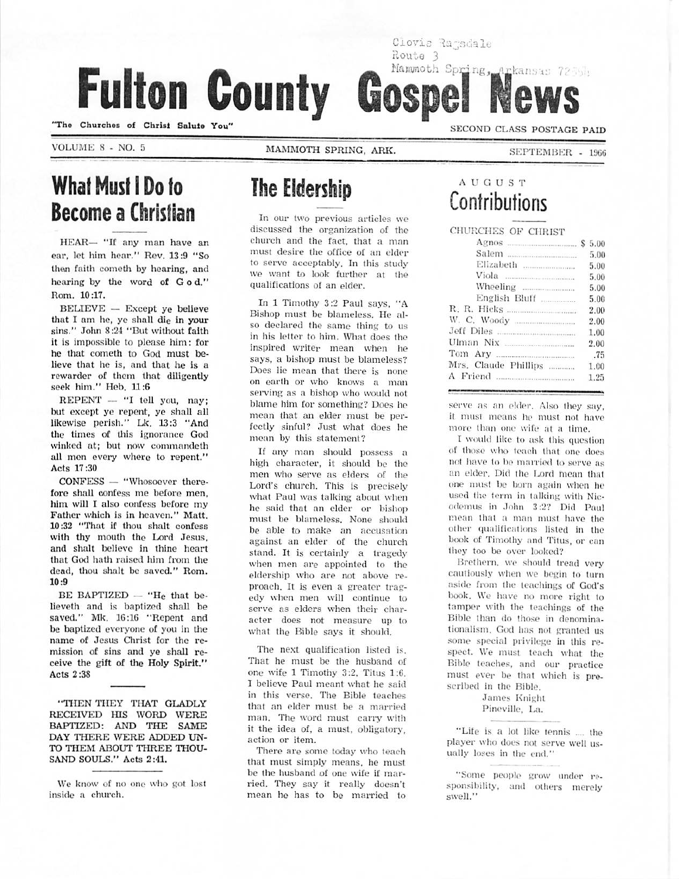Clovis Ragsdale
Route 3
Mammoth Spring, Arkansas 72554

# Fulton County Gospel News

"The Churches of Christ Salute You"

SECOND CLASS POSTAGE PAID

VOLUME 8 - NO. 5 — MAMMOTH SPRING, ARK. — SEPTEMBER - 1966

## What Must I Do to Become a Christian

HEAR— "If any man have an ear, let him hear." Rev. 13:9 "So then faith cometh by hearing, and hearing by the word of God." Rom. 10:17.

BELIEVE — Except ye believe that I am he, ye shall die in your sins." John 8:24 "But without faith it is impossible to please him: for he that cometh to God must believe that he is, and that he is a rewarder of them that diligently seek him." Heb. 11:6

REPENT — "I tell you, nay; but except ye repent, ye shall all likewise perish." Lk. 13:3 "And the times of this ignorance God winked at; but now commandeth all men every where to repent." Acts 17:30

CONFESS — "Whosoever therefore shall confess me before men, him will I also confess before my Father which is in heaven." Matt. 10:32 "That if thou shalt confess with thy mouth the Lord Jesus, and shalt believe in thine heart that God hath raised him from the dead, thou shalt be saved." Rom. 10:9

BE BAPTIZED — "He that believeth and is baptized shall be saved." Mk. 16:16 "Repent and be baptized everyone of you in the name of Jesus Christ for the remission of sins and ye shall receive the gift of the Holy Spirit." Acts 2:38

"THEN THEY THAT GLADLY RECEIVED HIS WORD WERE BAPTIZED: AND THE SAME DAY THERE WERE ADDED UNTO THEM ABOUT THREE THOUSAND SOULS." Acts 2:41.

We know of no one who got lost inside a church.

## The Eldership

In our two previous articles we discussed the organization of the church and the fact, that a man must desire the office of an elder to serve acceptably. In this study we want to look further at the qualifications of an elder.

In 1 Timothy 3:2 Paul says, "A Bishop must be blameless. He also declared the same thing to us in his letter to him. What does the inspired writer mean when he says, a bishop must be blameless? Does he mean that there is none on earth or who knows a man serving as a bishop who would not blame him for something? Does he mean that an elder must be perfectly sinful? Just what does he mean by this statement?

If any man should possess a high character, it should be the men who serve as elders of the Lord's church. This is precisely what Paul was talking about when he said that an elder or bishop must be blameless. None should be able to make an accusation against an elder of the church stand. It is certainly a tragedy when men are appointed to the eldership who are not above reproach. It is even a greater tragedy when men will continue to serve as elders when their character does not measure up to what the Bible says it should.

The next qualification listed is, That he must be the husband of one wife 1 Timothy 3:2, Titus 1:6. I believe Paul meant what he said in this verse. The Bible teaches that an elder must be a married man. The word must carry with it the idea of, a must, obligatory, action or item.

There are some today who teach that must simply means, he must be the husband of one wife if married. They say it really doesn't mean he has to be married to serve as an elder. Also they say, it must means he must not have more than one wife at a time.

I would like to ask this question of those who teach that one does not have to be married to serve as an elder. Did the Lord mean that one must be born again when he used the term in talking with Nicodemus in John 3:2? Did Paul mean that a man must have the other qualifications listed in the book of Timothy and Titus, or can they too be over looked?

Brethern, we should tread very cautiously when we begin to turn aside from the teachings of God's book. We have no more right to tamper with the teachings of the Bible than do those in denominationalism. God has not granted us some special privilege in this respect. We must teach what the Bible teaches, and our practice must ever be that which is prescribed in the Bible.

James Knight
Pineville, La.

"Life is a lot like tennis .... the player who does not serve well usually loses in the end."

"Some people grow under responsibility, and others merely swell."

## AUGUST Contributions

CHURCHES OF CHRIST

| | |
|---|---|
| Agnos | $ 5.00 |
| Salem | 5.00 |
| Elizabeth | 5.00 |
| Viola | 5.00 |
| Wheeling | 5.00 |
| English Bluff | 5.00 |
| R. R. Hicks | 2.00 |
| W. C. Woody | 2.00 |
| Jeff Diles | 1.00 |
| Ulman Nix | 2.00 |
| Tom Ary | .75 |
| Mrs. Claude Phillips | 1.00 |
| A Friend | 1.25 |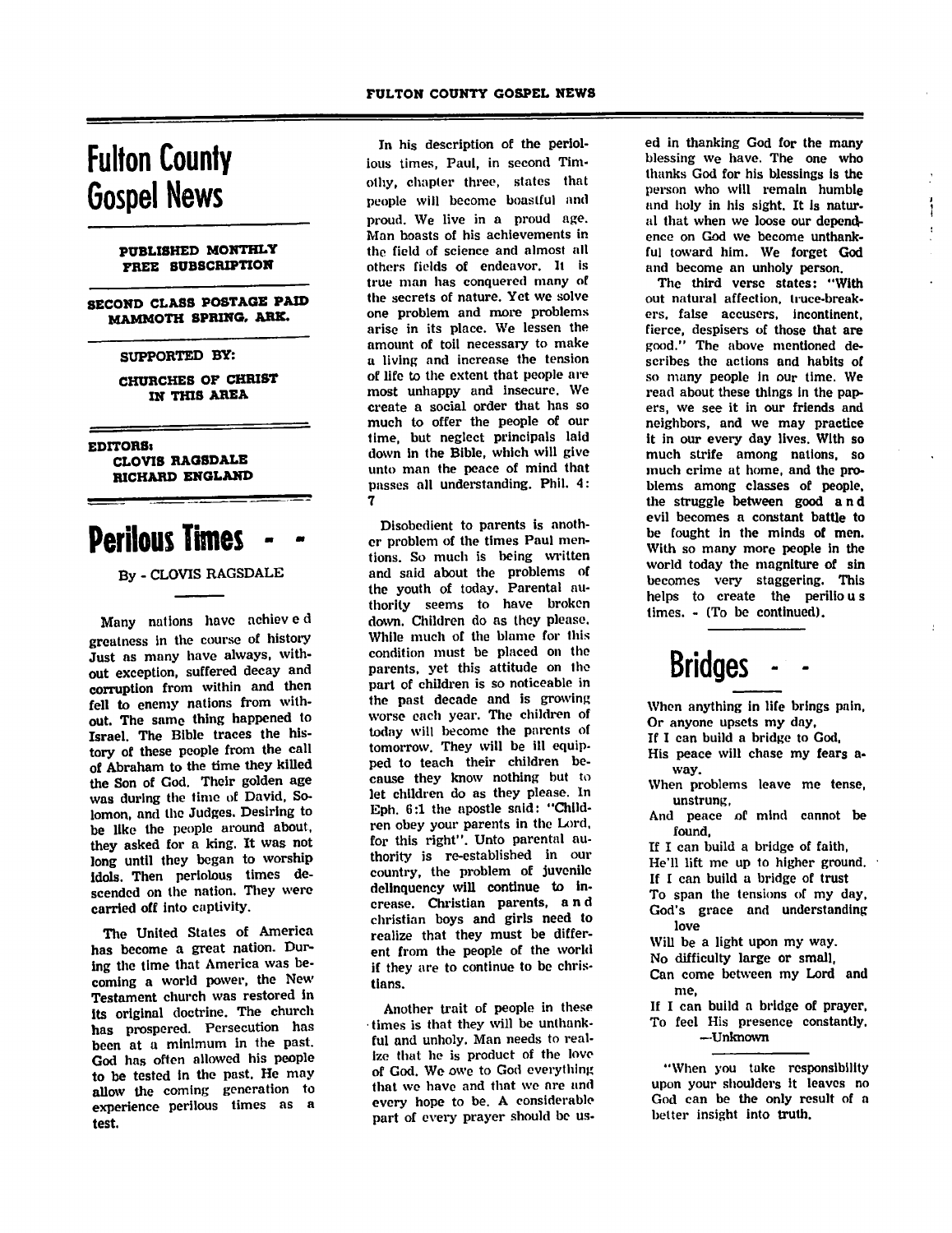# Fulton County Gospel News

**PUBLISHED MONTHLY**
**FREE SUBSCRIPTION**

**SECOND CLASS POSTAGE PAID**
**MAMMOTH SPRING, ARK.**

**SUPPORTED BY:**

**CHURCHES OF CHRIST IN THIS AREA**

**EDITORS:**
**CLOVIS RAGSDALE**
**RICHARD ENGLAND**

# Perilous Times - -

By - CLOVIS RAGSDALE

Many nations have achieved greatness in the course of history Just as many have always, without exception, suffered decay and corruption from within and then fell to enemy nations from without. The same thing happened to Israel. The Bible traces the history of these people from the call of Abraham to the time they killed the Son of God. Their golden age was during the time of David, Solomon, and the Judges. Desiring to be like the people around about, they asked for a king. It was not long until they began to worship idols. Then periolous times descended on the nation. They were carried off into captivity.

The United States of America has become a great nation. During the time that America was becoming a world power, the New Testament church was restored in its original doctrine. The church has prospered. Persecution has been at a minimum in the past. God has often allowed his people to be tested in the past. He may allow the coming generation to experience perilous times as a test.

In his description of the periolious times, Paul, in second Timothy, chapter three, states that people will become boastful and proud. We live in a proud age. Man boasts of his achievements in the field of science and almost all others fields of endeavor. It is true man has conquered many of the secrets of nature. Yet we solve one problem and more problems arise in its place. We lessen the amount of toil necessary to make a living and increase the tension of life to the extent that people are most unhappy and insecure. We create a social order that has so much to offer the people of our time, but neglect principals laid down in the Bible, which will give unto man the peace of mind that passes all understanding. Phil. 4: 7

Disobedient to parents is another problem of the times Paul mentions. So much is being written and said about the problems of the youth of today. Parental authority seems to have broken down. Children do as they please. While much of the blame for this condition must be placed on the parents, yet this attitude on the part of children is so noticeable in the past decade and is growing worse each year. The children of today will become the parents of tomorrow. They will be ill equipped to teach their children because they know nothing but to let children do as they please. In Eph. 6:1 the apostle said: "Children obey your parents in the Lord, for this right". Unto parental authority is re-established in our country, the problem of juvenile delinquency will continue to increase. Christian parents, and christian boys and girls need to realize that they must be different from the people of the world if they are to continue to be christians.

Another trait of people in these times is that they will be unthankful and unholy. Man needs to realize that he is product of the love of God. We owe to God everything that we have and that we are and every hope to be. A considerable part of every prayer should be used in thanking God for the many blessing we have. The one who thanks God for his blessings is the person who will remain humble and holy in his sight. It is natural that when we loose our dependence on God we become unthankful toward him. We forget God and become an unholy person.

The third verse states: "Without natural affection, truce-breakers, false accusers, incontinent, fierce, despisers of those that are good." The above mentioned describes the actions and habits of so many people in our time. We read about these things in the papers, we see it in our friends and neighbors, and we may practice it in our every day lives. With so much strife among nations, so much crime at home, and the problems among classes of people, the struggle between good and evil becomes a constant battle to be fought in the minds of men. With so many more people in the world today the magniture of sin becomes very staggering. This helps to create the perilious times. - (To be continued).

# Bridges - -

When anything in life brings pain,
Or anyone upsets my day,
If I can build a bridge to God,
His peace will chase my fears away.
When problems leave me tense, unstrung,
And peace of mind cannot be found,
If I can build a bridge of faith,
He'll lift me up to higher ground.
If I can build a bridge of trust
To span the tensions of my day,
God's grace and understanding love
Will be a light upon my way.
No difficulty large or small,
Can come between my Lord and me,
If I can build a bridge of prayer,
To feel His presence constantly.

—Unknown

"When you take responsibility upon your shoulders it leaves no God can be the only result of a better insight into truth.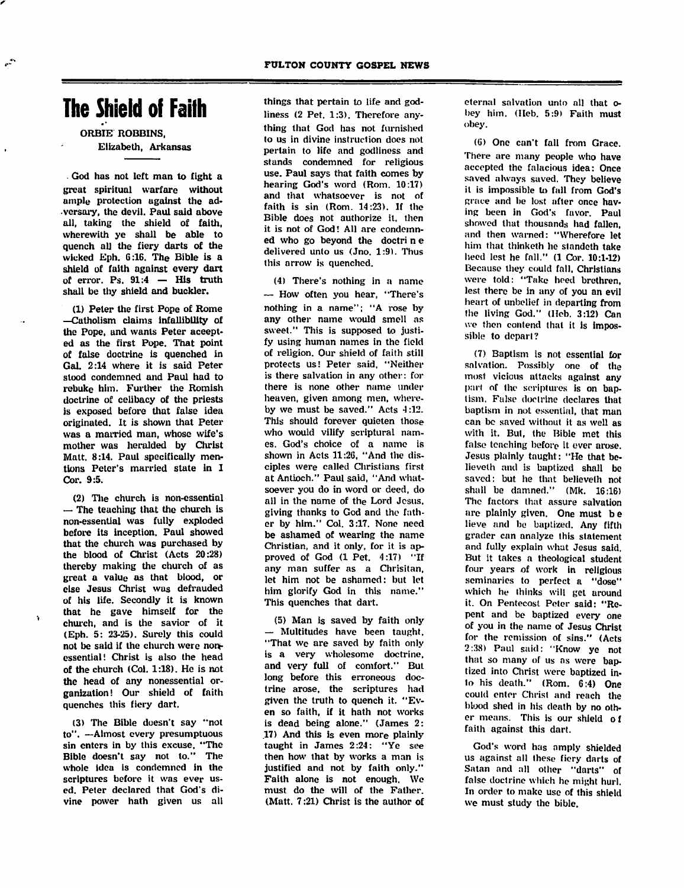# The Shield of Faith

ORBIE ROBBINS,
Elizabeth, Arkansas

God has not left man to fight a great spiritual warfare without ample protection against the adversary, the devil. Paul said above all, taking the shield of faith, wherewith ye shall be able to quench all the fiery darts of the wicked Eph. 6:16. The Bible is a shield of faith against every dart of error. Ps. 91:4 — His truth shall be thy shield and buckler.

(1) Peter the first Pope of Rome —Catholism claims infallibility of the Pope, and wants Peter accepted as the first Pope. That point of false doctrine is quenched in Gal. 2:14 where it is said Peter stood condemned and Paul had to rebuke him. Further the Romish doctrine of celibacy of the priests is exposed before that false idea originated. It is shown that Peter was a married man, whose wife's mother was heralded by Christ Matt. 8:14. Paul specifically mentions Peter's married state in I Cor. 9:5.

(2) The church is non-essential — The teaching that the church is non-essential was fully exploded before its inception. Paul showed that the church was purchased by the blood of Christ (Acts 20:28) thereby making the church of as great a value as that blood, or else Jesus Christ was defrauded of his life. Secondly it is known that he gave himself for the church, and is the savior of it (Eph. 5: 23-25). Surely this could not be said if the church were nonessential! Christ is also the head of the church (Col. 1:18). He is not the head of any nonessential organization! Our shield of faith quenches this fiery dart.

(3) The Bible doesn't say "not to". —Almost every presumptuous sin enters in by this excuse, "The Bible doesn't say not to." The whole idea is condemned in the scriptures before it was ever used. Peter declared that God's divine power hath given us all things that pertain to life and godliness (2 Pet. 1:3). Therefore anything that God has not furnished to us in divine instruction does not pertain to life and godliness and stands condemned for religious use. Paul says that faith comes by hearing God's word (Rom. 10:17) and that whatsoever is not of faith is sin (Rom. 14:23). If the Bible does not authorize it, then it is not of God! All are condemned who go beyond the doctrine delivered unto us (Jno. 1:9). Thus this arrow is quenched.

(4) There's nothing in a name — How often you hear, "There's nothing in a name"; "A rose by any other name would smell as sweet." This is supposed to justify using human names in the field of religion. Our shield of faith still protects us! Peter said, "Neither is there salvation in any other: for there is none other name under heaven, given among men, whereby we must be saved." Acts 4:12. This should forever quieten those who would vilify scriptural names. God's choice of a name is shown in Acts 11:26, "And the disciples were called Christians first at Antioch." Paul said, "And whatsoever you do in word or deed, do all in the name of the Lord Jesus, giving thanks to God and the father by him." Col. 3:17. None need be ashamed of wearing the name Christian, and it only, for it is approved of God (1 Pet. 4:17) "If any man suffer as a Chrisitan, let him not be ashamed: but let him glorify God in this name." This quenches that dart.

(5) Man is saved by faith only — Multitudes have been taught, "That we are saved by faith only is a very wholesome doctrine, and very full of comfort." But long before this erroneous doctrine arose, the scriptures had given the truth to quench it. "Even so faith, if it hath not works is dead being alone." (James 2:17) And this is even more plainly taught in James 2:24: "Ye see then how that by works a man is justified and not by faith only." Faith alone is not enough. We must do the will of the Father. (Matt. 7:21) Christ is the author of eternal salvation unto all that obey him. (Heb. 5:9) Faith must obey.

(6) One can't fall from Grace. There are many people who have accepted the falacious idea: Once saved always saved. They believe it is impossible to fall from God's grace and be lost after once having been in God's favor. Paul showed that thousands had fallen, and then warned: "Wherefore let him that thinketh he standeth take heed lest he fall." (1 Cor. 10:1-12) Because they could fall, Christians were told: "Take heed brethren, lest there be in any of you an evil heart of unbelief in departing from the living God." (Heb. 3:12) Can we then contend that it is impossible to depart?

(7) Baptism is not essential for salvation. Possibly one of the most vicious attacks against any part of the scriptures is on baptism. False doctrine declares that baptism in not essential, that man can be saved without it as well as with it. But, the Bible met this false teaching before it ever arose. Jesus plainly taught: "He that believeth and is baptized shall be saved: but he that believeth not shall be damned." (Mk. 16:16) The factors that assure salvation are plainly given. One must believe and be baptized. Any fifth grader can analyze this statement and fully explain what Jesus said. But it takes a theological student four years of work in religious seminaries to perfect a "dose" which he thinks will get around it. On Pentecost Peter said: "Repent and be baptized every one of you in the name of Jesus Christ for the remission of sins." (Acts 2:38) Paul said: "Know ye not that so many of us as were baptized into Christ were baptized into his death." (Rom. 6:4) One could enter Christ and reach the blood shed in his death by no other means. This is our shield of faith against this dart.

God's word has amply shielded us against all these fiery darts of Satan and all other "darts" of false doctrine which he might hurl. In order to make use of this shield we must study the bible.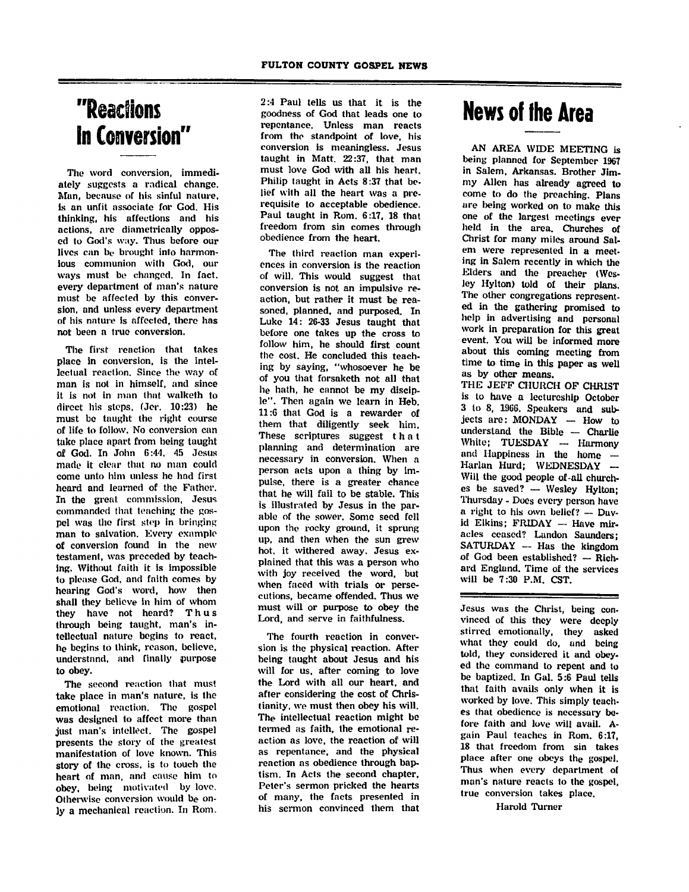# "Reactions In Conversion"

The word conversion, immediately suggests a radical change. Man, because of his sinful nature, is an unfit associate for God. His thinking, his affections and his actions, are diametrically opposed to God's way. Thus before our lives can be brought into harmonious communion with God, our ways must be changed. In fact, every department of man's nature must be affected by this conversion, and unless every department of his nature is affected, there has not been a true conversion.

The first reaction that takes place in conversion, is the intellectual reaction. Since the way of man is not in himself, and since it is not in man that walketh to direct his steps, (Jer. 10:23) he must be taught the right course of life to follow. No conversion can take place apart from being taught of God. In John 6:44, 45 Jesus made it clear that no man could come unto him unless he had first heard and learned of the Father. In the great commission, Jesus commanded that teaching the gospel was the first step in bringing man to salvation. Every example of conversion found in the new testament, was preceded by teaching. Without faith it is impossible to please God, and faith comes by hearing God's word, how then shall they believe in him of whom they have not heard? Thus through being taught, man's intellectual nature begins to react, he begins to think, reason, believe, understand, and finally purpose to obey.

The second reaction that must take place in man's nature, is the emotional reaction. The gospel was designed to affect more than just man's intellect. The gospel presents the story of the greatest manifestation of love known. This story of the cross, is to touch the heart of man, and cause him to obey, being motivated by love. Otherwise conversion would be only a mechanical reaction. In Rom. 2:4 Paul tells us that it is the goodness of God that leads one to repentance. Unless man reacts from the standpoint of love, his conversion is meaningless. Jesus taught in Matt. 22:37, that man must love God with all his heart. Philip taught in Acts 8:37 that belief with all the heart was a prerequisite to acceptable obedience. Paul taught in Rom. 6:17, 18 that freedom from sin comes through obedience from the heart.

The third reaction man experiences in conversion is the reaction of will. This would suggest that conversion is not an impulsive reaction, but rather it must be reasoned, planned, and purposed. In Luke 14: 26-33 Jesus taught that before one takes up the cross to follow him, he should first count the cost. He concluded this teaching by saying, "whosoever he be of you that forsaketh not all that he hath, he cannot be my disciple". Then again we learn in Heb. 11:6 that God is a rewarder of them that diligently seek him. These scriptures suggest that planning and determination are necessary in conversion. When a person acts upon a thing by impulse, there is a greater chance that he will fail to be stable. This is illustrated by Jesus in the parable of the sower. Some seed fell upon the rocky ground, it sprung up, and then when the sun grew hot, it withered away. Jesus explained that this was a person who with joy received the word, but when faced with trials or persecutions, became offended. Thus we must will or purpose to obey the Lord, and serve in faithfulness.

The fourth reaction in conversion is the physical reaction. After being taught about Jesus and his will for us, after coming to love the Lord with all our heart, and after considering the cost of Christianity, we must then obey his will. The intellectual reaction might be termed as faith, the emotional reaction as love, the reaction of will as repentance, and the physical reaction as obedience through baptism. In Acts the second chapter, Peter's sermon pricked the hearts of many, the facts presented in his sermon convinced them that Jesus was the Christ, being convinced of this they were deeply stirred emotionally, they asked what they could do, and being told, they considered it and obeyed the command to repent and to be baptized. In Gal. 5:6 Paul tells that faith avails only when it is worked by love. This simply teaches that obedience is necessary before faith and love will avail. Again Paul teaches in Rom. 6:17, 18 that freedom from sin takes place after one obeys the gospel. Thus when every department of man's nature reacts to the gospel, true conversion takes place.

Harold Turner

# News of the Area

AN AREA WIDE MEETING is being planned for September 1967 in Salem, Arkansas. Brother Jimmy Allen has already agreed to come to do the preaching. Plans are being worked on to make this one of the largest meetings ever held in the area. Churches of Christ for many miles around Salem were represented in a meeting in Salem recently in which the Elders and the preacher (Wesley Hylton) told of their plans. The other congregations represented in the gathering promised to help in advertising and personal work in preparation for this great event. You will be informed more about this coming meeting from time to time in this paper as well as by other means.

THE JEFF CHURCH OF CHRIST is to have a lectureship October 3 to 8, 1966. Speakers and subjects are: MONDAY — How to understand the Bible — Charlie White; TUESDAY — Harmony and Happiness in the home — Harlan Hurd; WEDNESDAY — Will the good people of all churches be saved? — Wesley Hylton; Thursday - Does every person have a right to his own belief? — David Elkins; FRIDAY — Have miracles ceased? Landon Saunders; SATURDAY — Has the kingdom of God been established? — Richard England. Time of the services will be 7:30 P.M. CST.